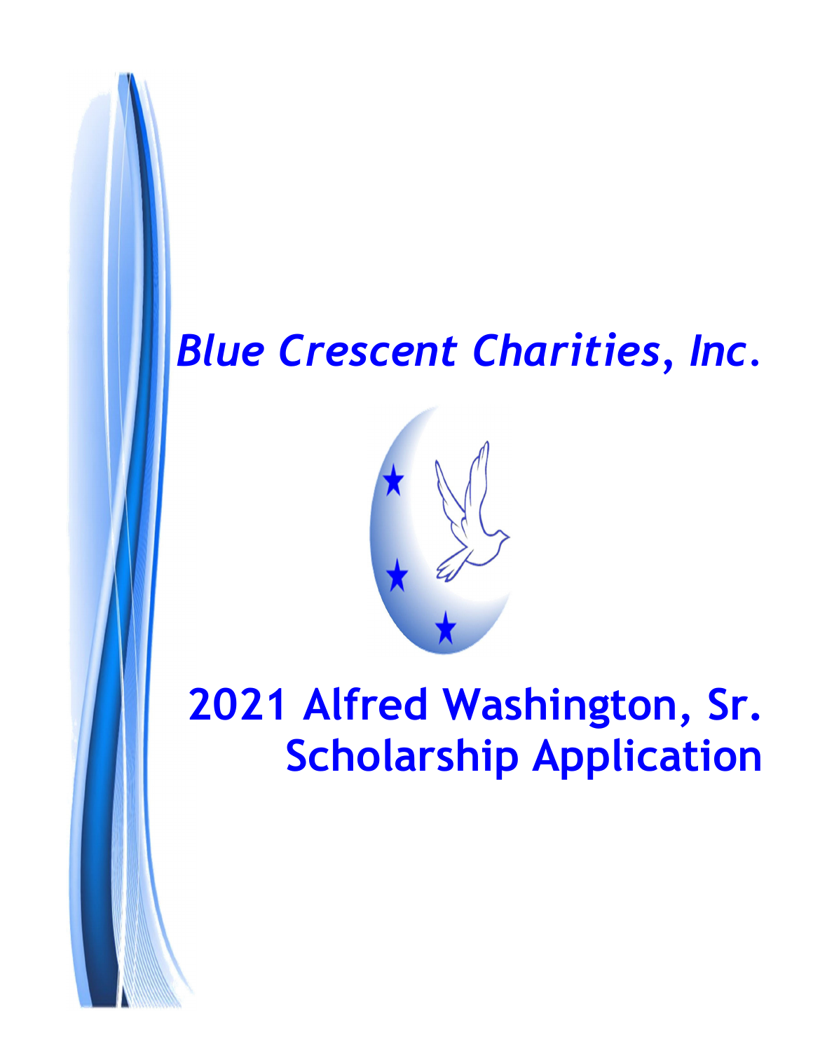*Blue Crescent Charities, Inc.*

# 2021 Alfred Washington, Sr. Scholarship Application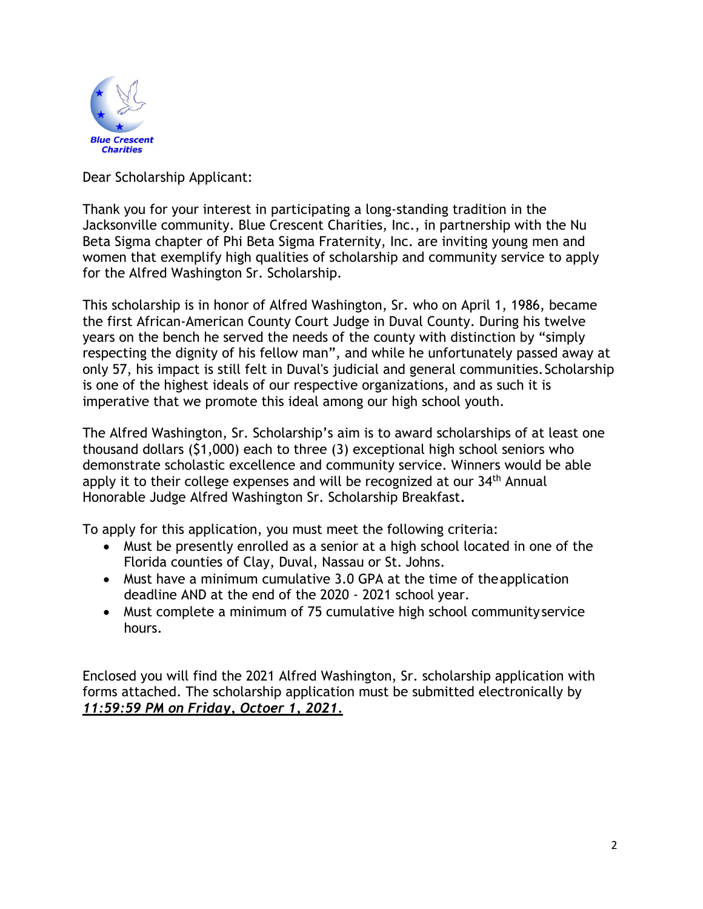Blue Crescent Charities

Dear Scholarship Applicant:

Thank you for your interest in participating a long-standing tradition in the Jacksonville community. Blue Crescent Charities, Inc., in partnership with the Nu Beta Sigma chapter of Phi Beta Sigma Fraternity, Inc. are inviting young men and women that exemplify high qualities of scholarship and community service to apply for the Alfred Washington Sr. Scholarship.

This scholarship is in honor of Alfred Washington, Sr. who on April 1, 1986, became the first African-American County Court Judge in Duval County. During his twelve years on the bench he served the needs of the county with distinction by "simply respecting the dignity of his fellow man", and while he unfortunately passed away at only 57, his impact is still felt in Duval's judicial and general communities. Scholarship is one of the highest ideals of our respective organizations, and as such it is imperative that we promote this ideal among our high school youth.

The Alfred Washington, Sr. Scholarship's aim is to award scholarships of at least one thousand dollars ($1,000) each to three (3) exceptional high school seniors who demonstrate scholastic excellence and community service. Winners would be able apply it to their college expenses and will be recognized at our 34th Annual Honorable Judge Alfred Washington Sr. Scholarship Breakfast.

To apply for this application, you must meet the following criteria:

- Must be presently enrolled as a senior at a high school located in one of the Florida counties of Clay, Duval, Nassau or St. Johns.
- Must have a minimum cumulative 3.0 GPA at the time of the application deadline AND at the end of the 2020 - 2021 school year.
- Must complete a minimum of 75 cumulative high school community service hours.

Enclosed you will find the 2021 Alfred Washington, Sr. scholarship application with forms attached. The scholarship application must be submitted electronically by ***11:59:59 PM on Friday, Octoer 1, 2021.***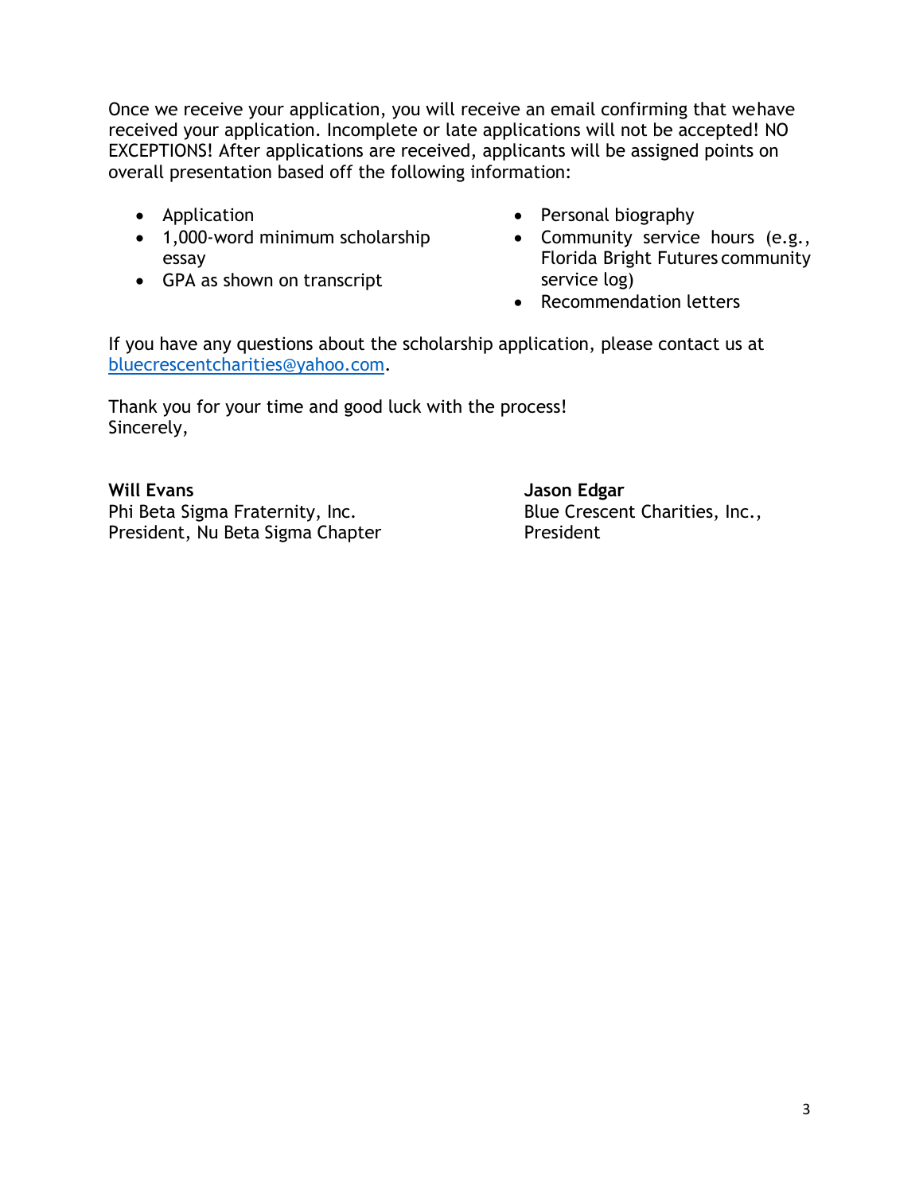Once we receive your application, you will receive an email confirming that we have received your application. Incomplete or late applications will not be accepted! NO EXCEPTIONS! After applications are received, applicants will be assigned points on overall presentation based off the following information:

- Application
- 1,000-word minimum scholarship essay
- GPA as shown on transcript
- Personal biography
- Community service hours (e.g., Florida Bright Futures community service log)
- Recommendation letters

If you have any questions about the scholarship application, please contact us at bluecrescentcharities@yahoo.com.

Thank you for your time and good luck with the process!
Sincerely,

**Will Evans**
Phi Beta Sigma Fraternity, Inc.
President, Nu Beta Sigma Chapter

**Jason Edgar**
Blue Crescent Charities, Inc.,
President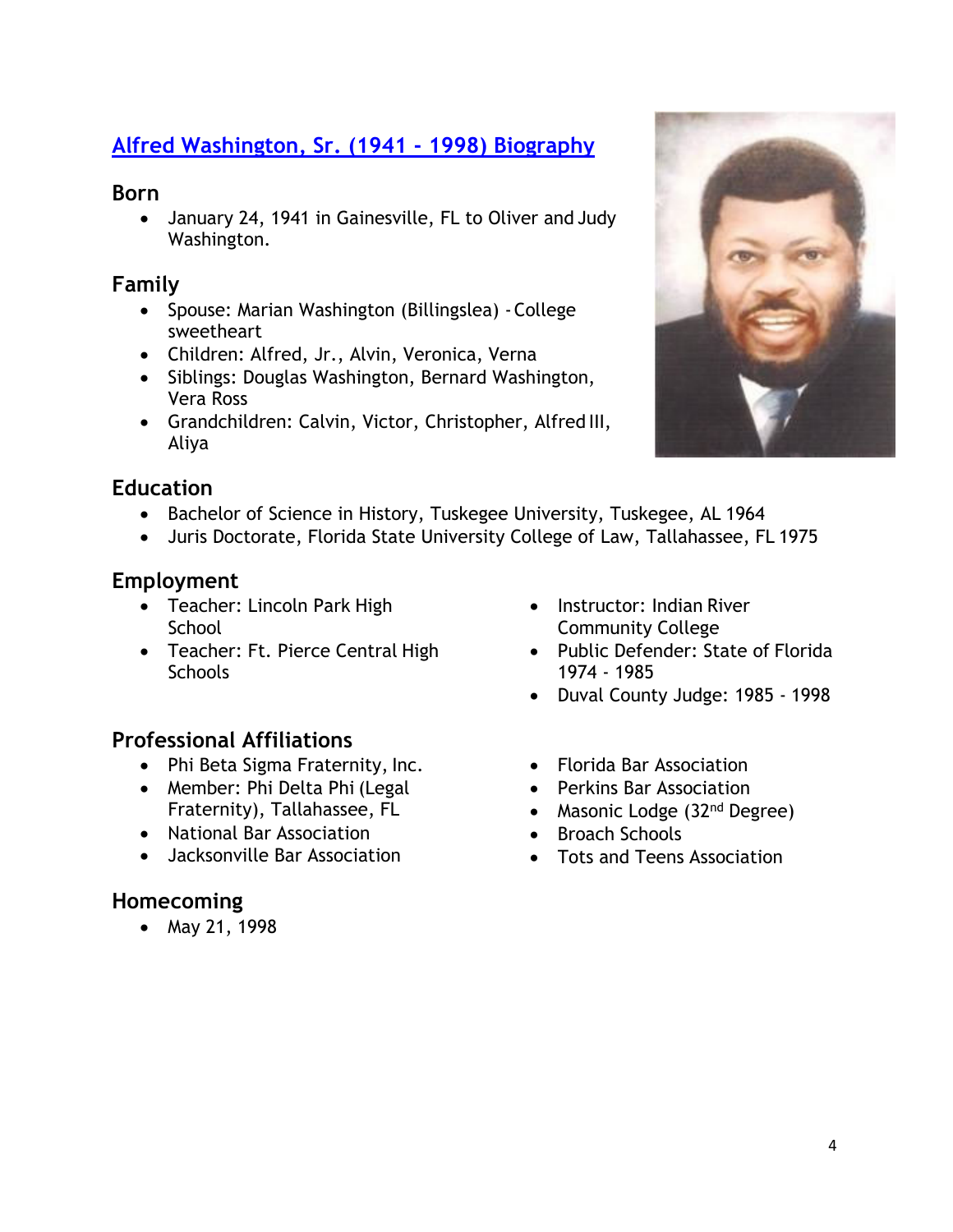## [Alfred Washington, Sr. (1941 - 1998) Biography]

### Born

- January 24, 1941 in Gainesville, FL to Oliver and Judy Washington.

### Family

- Spouse: Marian Washington (Billingslea) - College sweetheart
- Children: Alfred, Jr., Alvin, Veronica, Verna
- Siblings: Douglas Washington, Bernard Washington, Vera Ross
- Grandchildren: Calvin, Victor, Christopher, Alfred III, Aliya

### Education

- Bachelor of Science in History, Tuskegee University, Tuskegee, AL 1964
- Juris Doctorate, Florida State University College of Law, Tallahassee, FL 1975

### Employment

- Teacher: Lincoln Park High School
- Teacher: Ft. Pierce Central High Schools
- Instructor: Indian River Community College
- Public Defender: State of Florida 1974 - 1985
- Duval County Judge: 1985 - 1998

### Professional Affiliations

- Phi Beta Sigma Fraternity, Inc.
- Member: Phi Delta Phi (Legal Fraternity), Tallahassee, FL
- National Bar Association
- Jacksonville Bar Association
- Florida Bar Association
- Perkins Bar Association
- Masonic Lodge (32nd Degree)
- Broach Schools
- Tots and Teens Association

### Homecoming

- May 21, 1998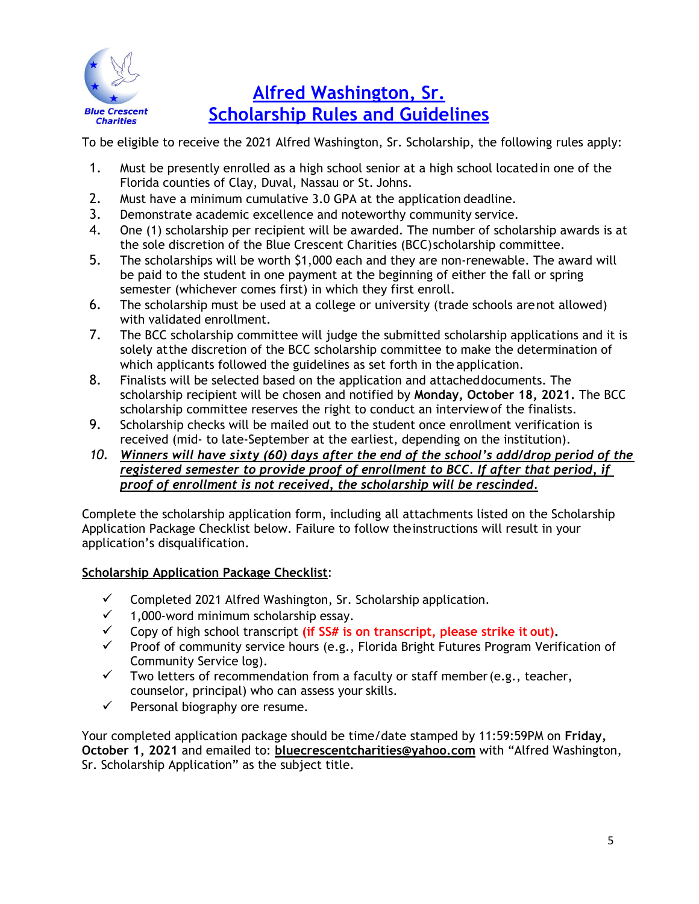Blue Crescent Charities

# Alfred Washington, Sr.
# Scholarship Rules and Guidelines

To be eligible to receive the 2021 Alfred Washington, Sr. Scholarship, the following rules apply:

1. Must be presently enrolled as a high school senior at a high school located in one of the Florida counties of Clay, Duval, Nassau or St. Johns.
2. Must have a minimum cumulative 3.0 GPA at the application deadline.
3. Demonstrate academic excellence and noteworthy community service.
4. One (1) scholarship per recipient will be awarded. The number of scholarship awards is at the sole discretion of the Blue Crescent Charities (BCC) scholarship committee.
5. The scholarships will be worth $1,000 each and they are non-renewable. The award will be paid to the student in one payment at the beginning of either the fall or spring semester (whichever comes first) in which they first enroll.
6. The scholarship must be used at a college or university (trade schools are not allowed) with validated enrollment.
7. The BCC scholarship committee will judge the submitted scholarship applications and it is solely at the discretion of the BCC scholarship committee to make the determination of which applicants followed the guidelines as set forth in the application.
8. Finalists will be selected based on the application and attached documents. The scholarship recipient will be chosen and notified by **Monday, October 18, 2021.** The BCC scholarship committee reserves the right to conduct an interview of the finalists.
9. Scholarship checks will be mailed out to the student once enrollment verification is received (mid- to late-September at the earliest, depending on the institution).
10. ***Winners will have sixty (60) days after the end of the school's add/drop period of the registered semester to provide proof of enrollment to BCC. If after that period, if proof of enrollment is not received, the scholarship will be rescinded.***

Complete the scholarship application form, including all attachments listed on the Scholarship Application Package Checklist below. Failure to follow the instructions will result in your application's disqualification.

**Scholarship Application Package Checklist**:

- ✓ Completed 2021 Alfred Washington, Sr. Scholarship application.
- ✓ 1,000-word minimum scholarship essay.
- ✓ Copy of high school transcript **(if SS# is on transcript, please strike it out).**
- ✓ Proof of community service hours (e.g., Florida Bright Futures Program Verification of Community Service log).
- ✓ Two letters of recommendation from a faculty or staff member (e.g., teacher, counselor, principal) who can assess your skills.
- ✓ Personal biography ore resume.

Your completed application package should be time/date stamped by 11:59:59PM on **Friday, October 1, 2021** and emailed to: **bluecrescentcharities@yahoo.com** with "Alfred Washington, Sr. Scholarship Application" as the subject title.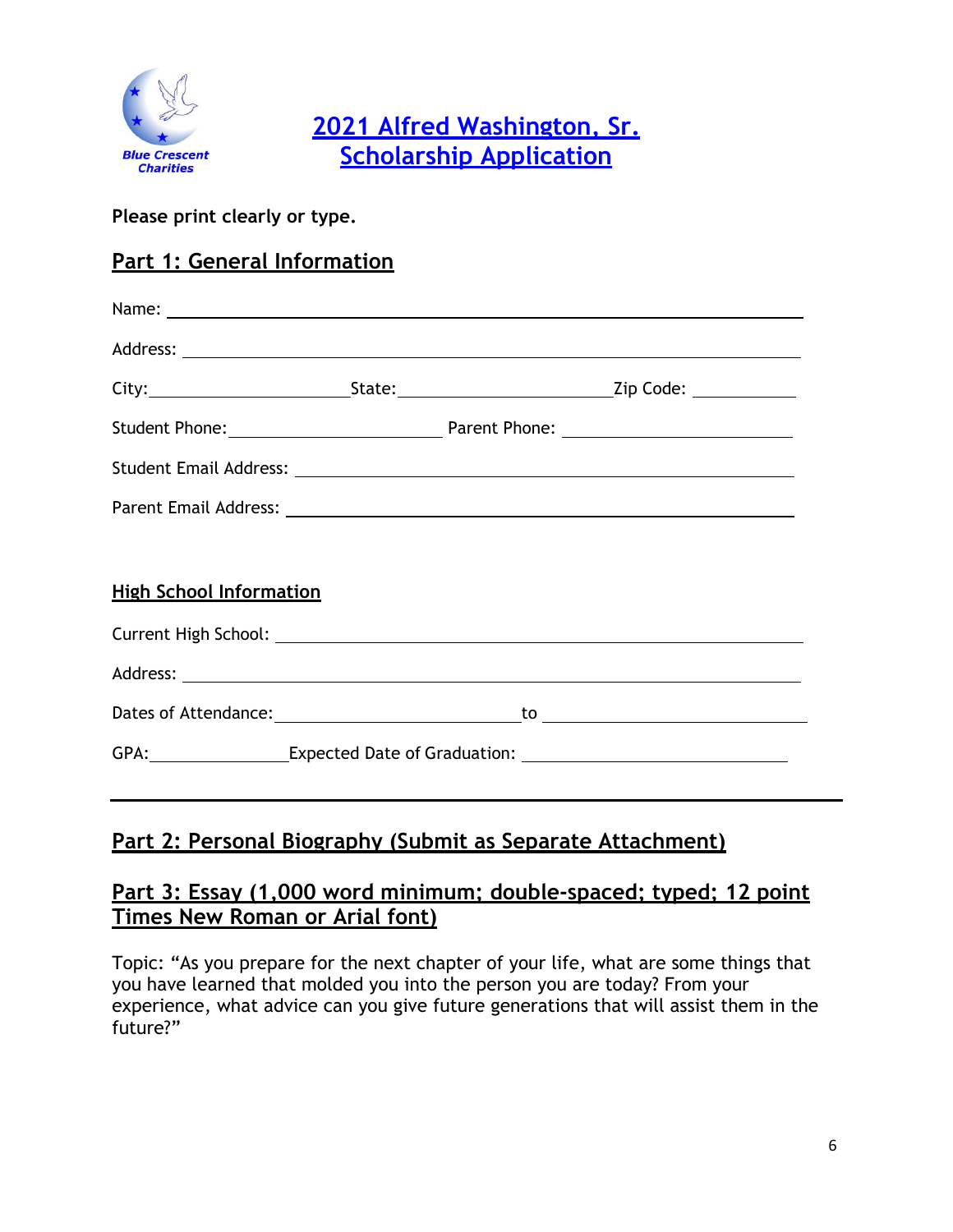Blue Crescent Charities

# 2021 Alfred Washington, Sr. Scholarship Application

**Please print clearly or type.**

## Part 1: General Information

Name: ____________________________________________

Address: ____________________________________________

City: __________________ State: __________________ Zip Code: __________

Student Phone: __________________ Parent Phone: __________________

Student Email Address: ____________________________________________

Parent Email Address: ____________________________________________

### High School Information

Current High School: ____________________________________________

Address: ____________________________________________

Dates of Attendance: __________________ to __________________

GPA: __________ Expected Date of Graduation: __________________

---

## Part 2: Personal Biography (Submit as Separate Attachment)

## Part 3: Essay (1,000 word minimum; double-spaced; typed; 12 point Times New Roman or Arial font)

Topic: “As you prepare for the next chapter of your life, what are some things that you have learned that molded you into the person you are today? From your experience, what advice can you give future generations that will assist them in the future?”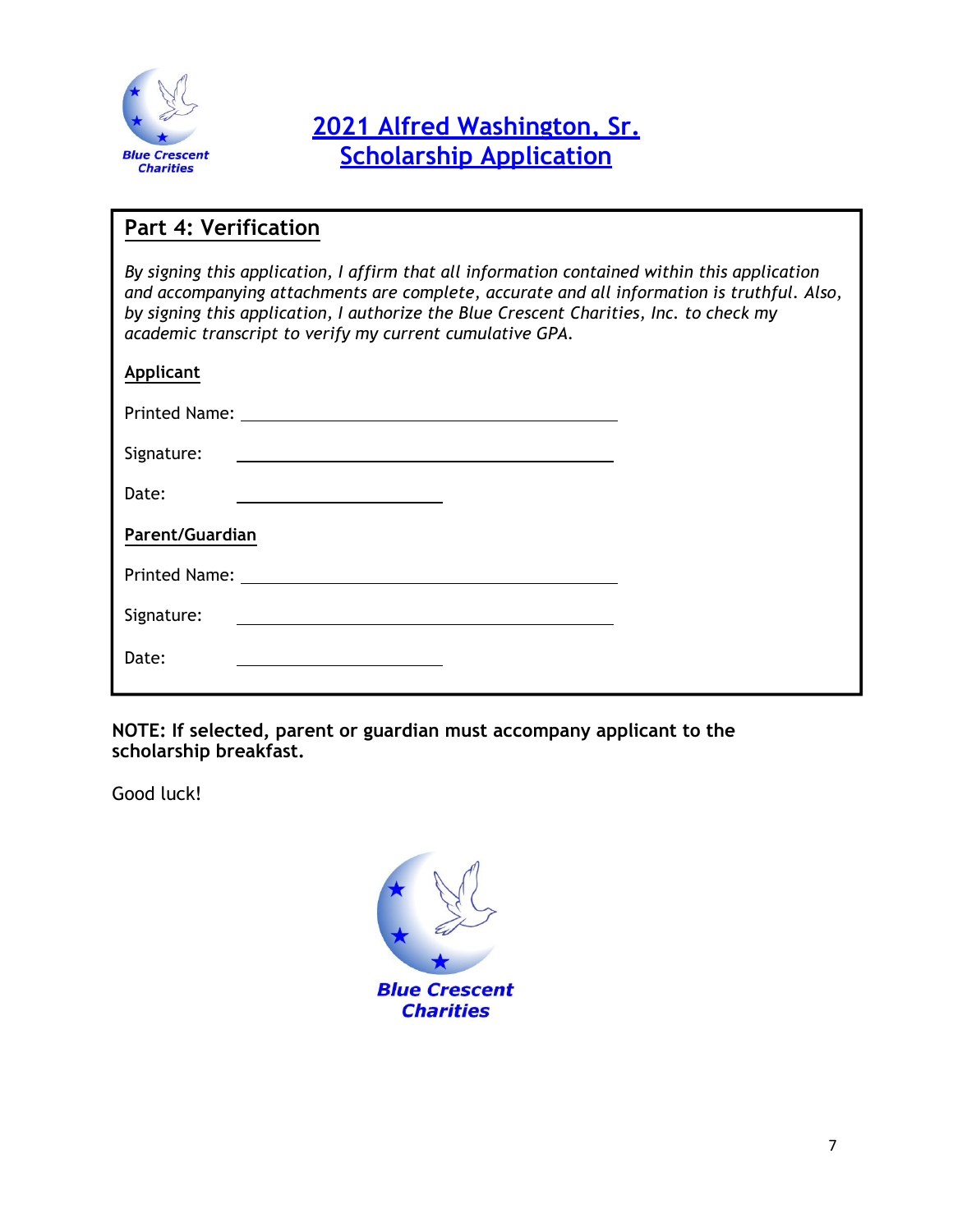Blue Crescent Charities

# 2021 Alfred Washington, Sr. Scholarship Application

## Part 4: Verification

*By signing this application, I affirm that all information contained within this application and accompanying attachments are complete, accurate and all information is truthful. Also, by signing this application, I authorize the Blue Crescent Charities, Inc. to check my academic transcript to verify my current cumulative GPA.*

**Applicant**

Printed Name: ______________________________

Signature: ______________________________

Date: ________________

**Parent/Guardian**

Printed Name: ______________________________

Signature: ______________________________

Date: ________________

**NOTE: If selected, parent or guardian must accompany applicant to the scholarship breakfast.**

Good luck!

Blue Crescent Charities